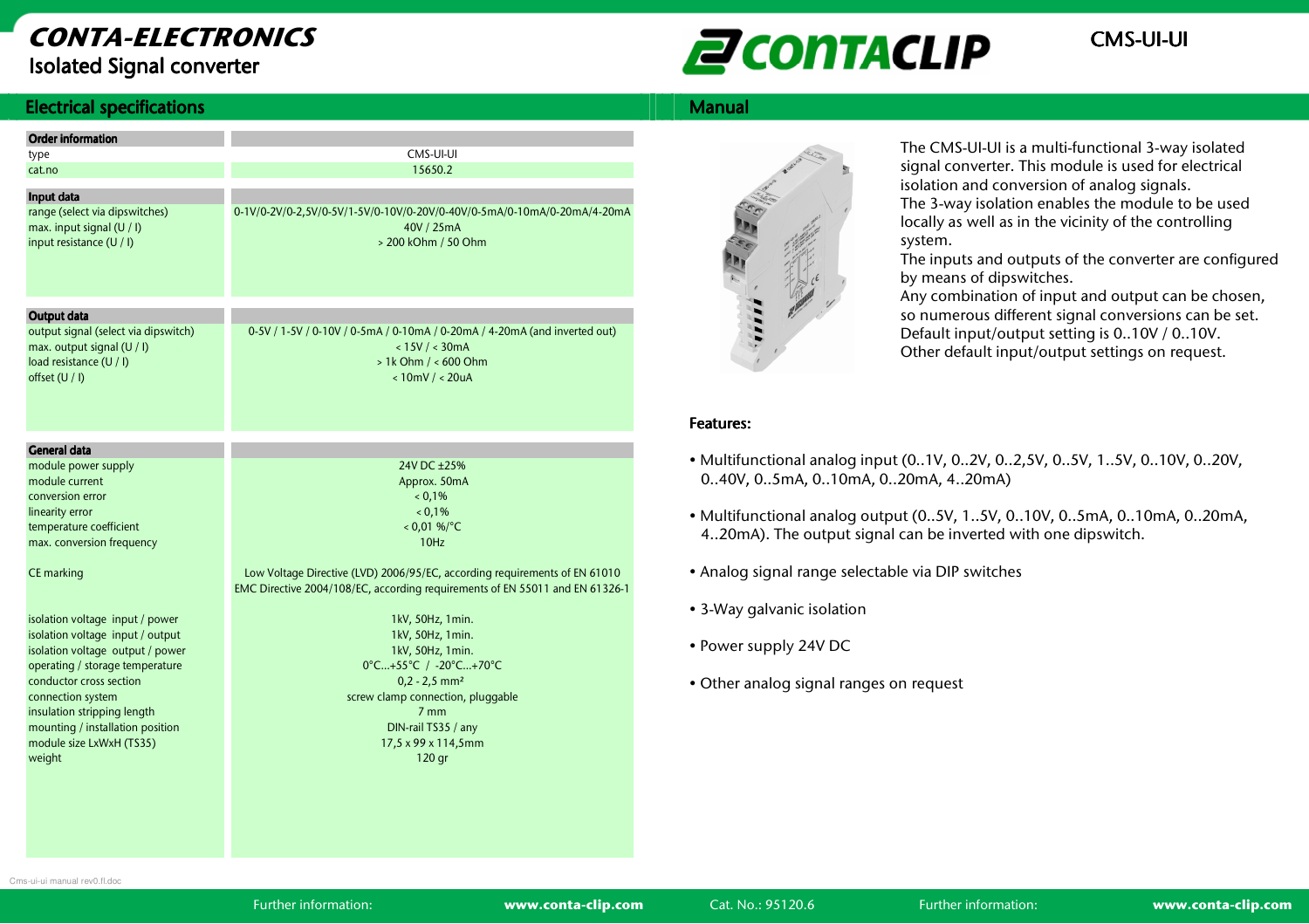# CONTA-ELECTRONICS

## Isolated Signal converter

CMS-UI-UI

## Electrical specifications

| Order information | |
|---|---|
| type | CMS-UI-UI |
| cat.no | 15650.2 |

| Input data | |
|---|---|
| range (select via dipswitches) | 0-1V/0-2V/0-2,5V/0-5V/1-5V/0-10V/0-20V/0-40V/0-5mA/0-10mA/0-20mA/4-20mA |
| max. input signal (U / I) | 40V / 25mA |
| input resistance (U / I) | > 200 kOhm / 50 Ohm |

| Output data | |
|---|---|
| output signal (select via dipswitch) | 0-5V / 1-5V / 0-10V / 0-5mA / 0-10mA / 0-20mA / 4-20mA (and inverted out) |
| max. output signal (U / I) | < 15V / < 30mA |
| load resistance (U / I) | > 1k Ohm / < 600 Ohm |
| offset (U / I) | < 10mV / < 20uA |

| General data | |
|---|---|
| module power supply | 24V DC ±25% |
| module current | Approx. 50mA |
| conversion error | < 0,1% |
| linearity error | < 0,1% |
| temperature coefficient | < 0,01 %/°C |
| max. conversion frequency | 10Hz |
| CE marking | Low Voltage Directive (LVD) 2006/95/EC, according requirements of EN 61010<br>EMC Directive 2004/108/EC, according requirements of EN 55011 and EN 61326-1 |
| isolation voltage input / power | 1kV, 50Hz, 1min. |
| isolation voltage input / output | 1kV, 50Hz, 1min. |
| isolation voltage output / power | 1kV, 50Hz, 1min. |
| operating / storage temperature | 0°C...+55°C / -20°C...+70°C |
| conductor cross section | 0,2 - 2,5 mm² |
| connection system | screw clamp connection, pluggable |
| insulation stripping length | 7 mm |
| mounting / installation position | DIN-rail TS35 / any |
| module size LxWxH (TS35) | 17,5 x 99 x 114,5mm |
| weight | 120 gr |

## Manual

The CMS-UI-UI is a multi-functional 3-way isolated signal converter. This module is used for electrical isolation and conversion of analog signals.
The 3-way isolation enables the module to be used locally as well as in the vicinity of the controlling system.
The inputs and outputs of the converter are configured by means of dipswitches.
Any combination of input and output can be chosen, so numerous different signal conversions can be set.
Default input/output setting is 0..10V / 0..10V.
Other default input/output settings on request.

### Features:

- Multifunctional analog input (0..1V, 0..2V, 0..2,5V, 0..5V, 1..5V, 0..10V, 0..20V, 0..40V, 0..5mA, 0..10mA, 0..20mA, 4..20mA)
- Multifunctional analog output (0..5V, 1..5V, 0..10V, 0..5mA, 0..10mA, 0..20mA, 4..20mA). The output signal can be inverted with one dipswitch.
- Analog signal range selectable via DIP switches
- 3-Way galvanic isolation
- Power supply 24V DC
- Other analog signal ranges on request

Cms-ui-ui manual rev0.fl.doc

Further information: www.conta-clip.com Cat. No.: 95120.6 Further information: www.conta-clip.com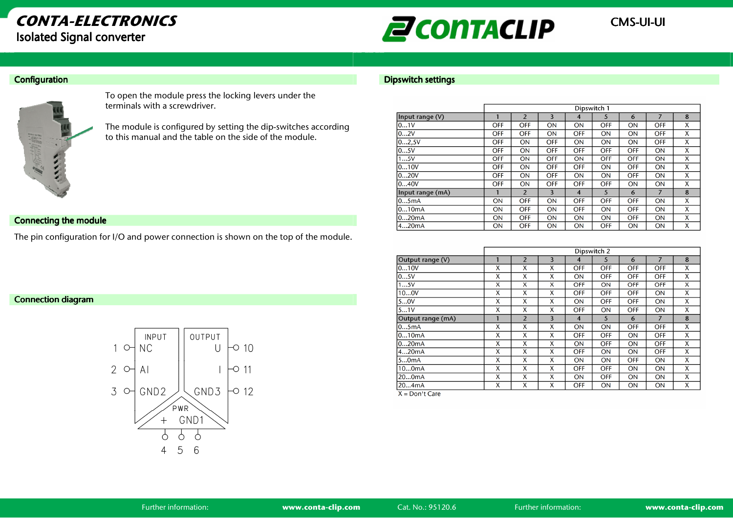# CONTA-ELECTRONICS

Isolated Signal converter

CMS-UI-UI

## Configuration

To open the module press the locking levers under the terminals with a screwdriver.

The module is configured by setting the dip-switches according to this manual and the table on the side of the module.

## Connecting the module

The pin configuration for I/O and power connection is shown on the top of the module.

## Connection diagram

INPUT
1 NC
2 AI
3 GND2

OUTPUT
U 10
I 11
GND3 12

PWR
+ GND1
4 5 6

## Dipswitch settings

| | Dipswitch 1 | | | | | | | |
|---|---|---|---|---|---|---|---|---|
| **Input range (V)** | **1** | **2** | **3** | **4** | **5** | **6** | **7** | **8** |
| 0...1V | OFF | OFF | ON | ON | OFF | ON | OFF | X |
| 0...2V | OFF | OFF | ON | OFF | ON | ON | OFF | X |
| 0...2,5V | OFF | ON | OFF | ON | ON | ON | OFF | X |
| 0...5V | OFF | ON | OFF | OFF | OFF | OFF | ON | X |
| 1...5V | OFF | ON | OFF | ON | OFF | OFF | ON | X |
| 0...10V | OFF | ON | OFF | OFF | ON | OFF | ON | X |
| 0...20V | OFF | ON | OFF | ON | ON | OFF | ON | X |
| 0...40V | OFF | ON | OFF | OFF | OFF | ON | ON | X |
| **Input range (mA)** | **1** | **2** | **3** | **4** | **5** | **6** | **7** | **8** |
| 0...5mA | ON | OFF | ON | OFF | OFF | OFF | ON | X |
| 0...10mA | ON | OFF | ON | OFF | ON | OFF | ON | X |
| 0...20mA | ON | OFF | ON | ON | ON | OFF | ON | X |
| 4...20mA | ON | OFF | ON | ON | OFF | ON | ON | X |

| | Dipswitch 2 | | | | | | | |
|---|---|---|---|---|---|---|---|---|
| **Output range (V)** | **1** | **2** | **3** | **4** | **5** | **6** | **7** | **8** |
| 0...10V | X | X | X | OFF | OFF | OFF | OFF | X |
| 0...5V | X | X | X | ON | OFF | OFF | OFF | X |
| 1...5V | X | X | X | OFF | ON | OFF | OFF | X |
| 10...0V | X | X | X | OFF | OFF | OFF | ON | X |
| 5...0V | X | X | X | ON | OFF | OFF | ON | X |
| 5...1V | X | X | X | OFF | ON | OFF | ON | X |
| **Output range (mA)** | **1** | **2** | **3** | **4** | **5** | **6** | **7** | **8** |
| 0...5mA | X | X | X | ON | ON | OFF | OFF | X |
| 0...10mA | X | X | X | OFF | OFF | ON | OFF | X |
| 0...20mA | X | X | X | ON | OFF | ON | OFF | X |
| 4...20mA | X | X | X | OFF | ON | ON | OFF | X |
| 5...0mA | X | X | X | ON | ON | OFF | ON | X |
| 10...0mA | X | X | X | OFF | OFF | ON | ON | X |
| 20...0mA | X | X | X | ON | OFF | ON | ON | X |
| 20...4mA | X | X | X | OFF | ON | ON | ON | X |

X = Don't Care

Further information: www.conta-clip.com Cat. No.: 95120.6 Further information: www.conta-clip.com